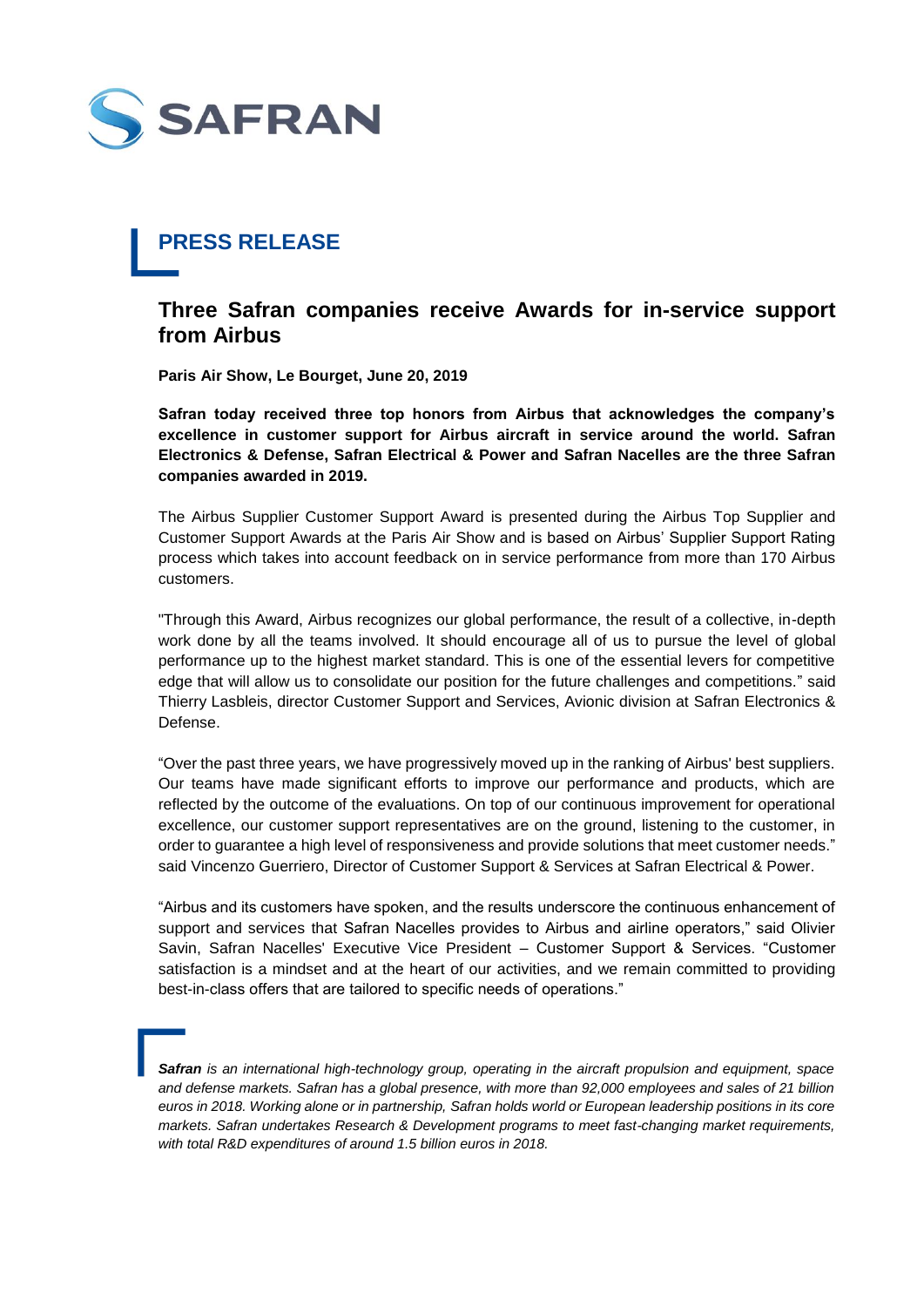SAFRAN

## PRESS RELEASE

# Three Safran companies receive Awards for in-service support from Airbus

**Paris Air Show, Le Bourget, June 20, 2019**

**Safran today received three top honors from Airbus that acknowledges the company's excellence in customer support for Airbus aircraft in service around the world. Safran Electronics & Defense, Safran Electrical & Power and Safran Nacelles are the three Safran companies awarded in 2019.**

The Airbus Supplier Customer Support Award is presented during the Airbus Top Supplier and Customer Support Awards at the Paris Air Show and is based on Airbus' Supplier Support Rating process which takes into account feedback on in service performance from more than 170 Airbus customers.

"Through this Award, Airbus recognizes our global performance, the result of a collective, in-depth work done by all the teams involved. It should encourage all of us to pursue the level of global performance up to the highest market standard. This is one of the essential levers for competitive edge that will allow us to consolidate our position for the future challenges and competitions." said Thierry Lasbleis, director Customer Support and Services, Avionic division at Safran Electronics & Defense.

"Over the past three years, we have progressively moved up in the ranking of Airbus' best suppliers. Our teams have made significant efforts to improve our performance and products, which are reflected by the outcome of the evaluations. On top of our continuous improvement for operational excellence, our customer support representatives are on the ground, listening to the customer, in order to guarantee a high level of responsiveness and provide solutions that meet customer needs." said Vincenzo Guerriero, Director of Customer Support & Services at Safran Electrical & Power.

"Airbus and its customers have spoken, and the results underscore the continuous enhancement of support and services that Safran Nacelles provides to Airbus and airline operators," said Olivier Savin, Safran Nacelles' Executive Vice President – Customer Support & Services. "Customer satisfaction is a mindset and at the heart of our activities, and we remain committed to providing best-in-class offers that are tailored to specific needs of operations."

***Safran** is an international high-technology group, operating in the aircraft propulsion and equipment, space and defense markets. Safran has a global presence, with more than 92,000 employees and sales of 21 billion euros in 2018. Working alone or in partnership, Safran holds world or European leadership positions in its core markets. Safran undertakes Research & Development programs to meet fast-changing market requirements, with total R&D expenditures of around 1.5 billion euros in 2018.*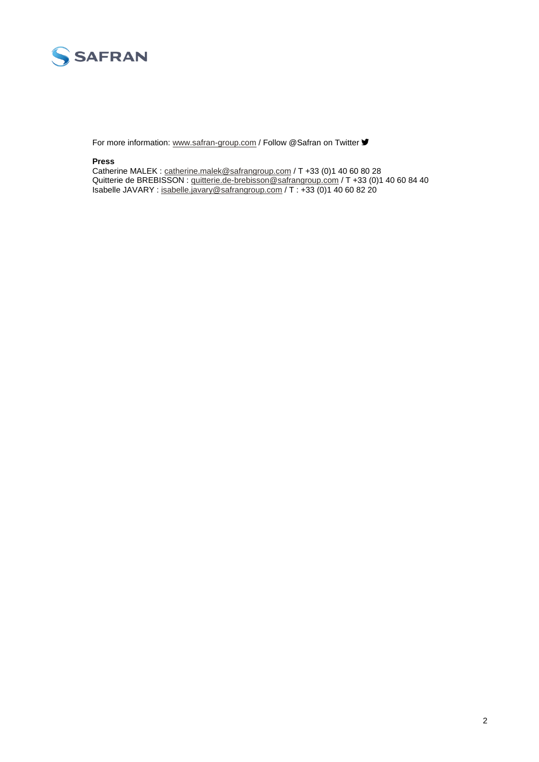For more information: www.safran-group.com / Follow @Safran on Twitter

**Press**
Catherine MALEK : catherine.malek@safrangroup.com / T +33 (0)1 40 60 80 28
Quitterie de BREBISSON : quitterie.de-brebisson@safrangroup.com / T +33 (0)1 40 60 84 40
Isabelle JAVARY : isabelle.javary@safrangroup.com / T : +33 (0)1 40 60 82 20